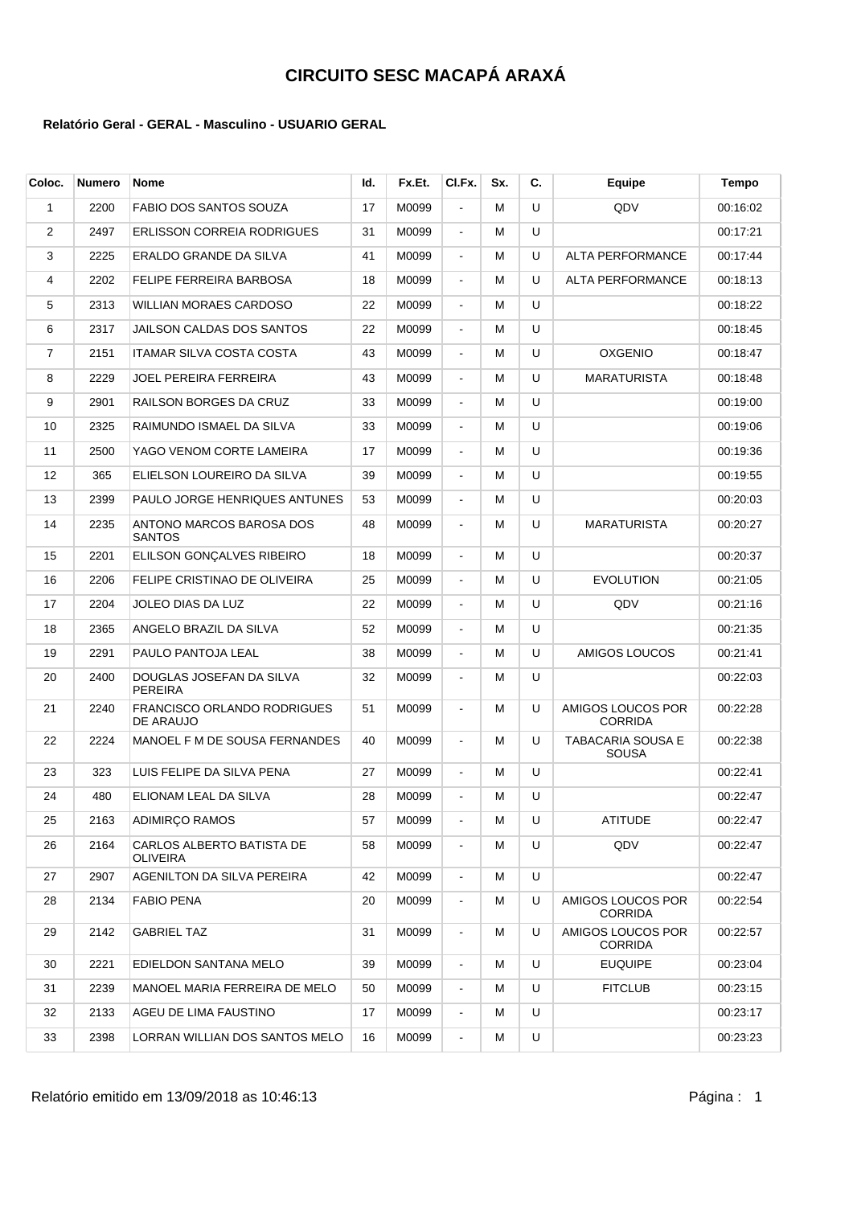# CIRCUITO SESC MACAPÁ ARAXÁ

**Relatório Geral - GERAL - Masculino - USUARIO GERAL**

| Coloc. | Numero | Nome | Id. | Fx.Et. | Cl.Fx. | Sx. | C. | Equipe | Tempo |
|---|---|---|---|---|---|---|---|---|---|
| 1 | 2200 | FABIO DOS SANTOS SOUZA | 17 | M0099 | - | M | U | QDV | 00:16:02 |
| 2 | 2497 | ERLISSON CORREIA RODRIGUES | 31 | M0099 | - | M | U | | 00:17:21 |
| 3 | 2225 | ERALDO GRANDE DA SILVA | 41 | M0099 | - | M | U | ALTA PERFORMANCE | 00:17:44 |
| 4 | 2202 | FELIPE FERREIRA BARBOSA | 18 | M0099 | - | M | U | ALTA PERFORMANCE | 00:18:13 |
| 5 | 2313 | WILLIAN MORAES CARDOSO | 22 | M0099 | - | M | U | | 00:18:22 |
| 6 | 2317 | JAILSON CALDAS DOS SANTOS | 22 | M0099 | - | M | U | | 00:18:45 |
| 7 | 2151 | ITAMAR SILVA COSTA COSTA | 43 | M0099 | - | M | U | OXGENIO | 00:18:47 |
| 8 | 2229 | JOEL PEREIRA FERREIRA | 43 | M0099 | - | M | U | MARATURISTA | 00:18:48 |
| 9 | 2901 | RAILSON BORGES DA CRUZ | 33 | M0099 | - | M | U | | 00:19:00 |
| 10 | 2325 | RAIMUNDO ISMAEL DA SILVA | 33 | M0099 | - | M | U | | 00:19:06 |
| 11 | 2500 | YAGO VENOM CORTE LAMEIRA | 17 | M0099 | - | M | U | | 00:19:36 |
| 12 | 365 | ELIELSON LOUREIRO DA SILVA | 39 | M0099 | - | M | U | | 00:19:55 |
| 13 | 2399 | PAULO JORGE HENRIQUES ANTUNES | 53 | M0099 | - | M | U | | 00:20:03 |
| 14 | 2235 | ANTONO MARCOS BAROSA DOS SANTOS | 48 | M0099 | - | M | U | MARATURISTA | 00:20:27 |
| 15 | 2201 | ELILSON GONÇALVES RIBEIRO | 18 | M0099 | - | M | U | | 00:20:37 |
| 16 | 2206 | FELIPE CRISTINAO DE OLIVEIRA | 25 | M0099 | - | M | U | EVOLUTION | 00:21:05 |
| 17 | 2204 | JOLEO DIAS DA LUZ | 22 | M0099 | - | M | U | QDV | 00:21:16 |
| 18 | 2365 | ANGELO BRAZIL DA SILVA | 52 | M0099 | - | M | U | | 00:21:35 |
| 19 | 2291 | PAULO PANTOJA LEAL | 38 | M0099 | - | M | U | AMIGOS LOUCOS | 00:21:41 |
| 20 | 2400 | DOUGLAS JOSEFAN DA SILVA PEREIRA | 32 | M0099 | - | M | U | | 00:22:03 |
| 21 | 2240 | FRANCISCO ORLANDO RODRIGUES DE ARAUJO | 51 | M0099 | - | M | U | AMIGOS LOUCOS POR CORRIDA | 00:22:28 |
| 22 | 2224 | MANOEL F M DE SOUSA FERNANDES | 40 | M0099 | - | M | U | TABACARIA SOUSA E SOUSA | 00:22:38 |
| 23 | 323 | LUIS FELIPE DA SILVA PENA | 27 | M0099 | - | M | U | | 00:22:41 |
| 24 | 480 | ELIONAM LEAL DA SILVA | 28 | M0099 | - | M | U | | 00:22:47 |
| 25 | 2163 | ADIMIRÇO RAMOS | 57 | M0099 | - | M | U | ATITUDE | 00:22:47 |
| 26 | 2164 | CARLOS ALBERTO BATISTA DE OLIVEIRA | 58 | M0099 | - | M | U | QDV | 00:22:47 |
| 27 | 2907 | AGENILTON DA SILVA PEREIRA | 42 | M0099 | - | M | U | | 00:22:47 |
| 28 | 2134 | FABIO PENA | 20 | M0099 | - | M | U | AMIGOS LOUCOS POR CORRIDA | 00:22:54 |
| 29 | 2142 | GABRIEL TAZ | 31 | M0099 | - | M | U | AMIGOS LOUCOS POR CORRIDA | 00:22:57 |
| 30 | 2221 | EDIELDON SANTANA MELO | 39 | M0099 | - | M | U | EUQUIPE | 00:23:04 |
| 31 | 2239 | MANOEL MARIA FERREIRA DE MELO | 50 | M0099 | - | M | U | FITCLUB | 00:23:15 |
| 32 | 2133 | AGEU DE LIMA FAUSTINO | 17 | M0099 | - | M | U | | 00:23:17 |
| 33 | 2398 | LORRAN WILLIAN DOS SANTOS MELO | 16 | M0099 | - | M | U | | 00:23:23 |

Relatório emitido em 13/09/2018 as 10:46:13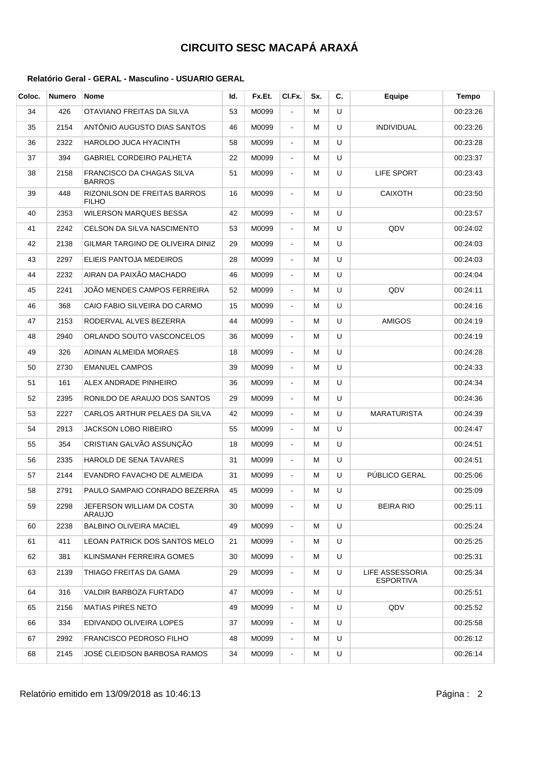# CIRCUITO SESC MACAPÁ ARAXÁ

**Relatório Geral - GERAL - Masculino - USUARIO GERAL**

| Coloc. | Numero | Nome | Id. | Fx.Et. | Cl.Fx. | Sx. | C. | Equipe | Tempo |
|---|---|---|---|---|---|---|---|---|---|
| 34 | 426 | OTAVIANO FREITAS DA SILVA | 53 | M0099 | - | M | U | | 00:23:26 |
| 35 | 2154 | ANTÔNIO AUGUSTO DIAS SANTOS | 46 | M0099 | - | M | U | INDIVIDUAL | 00:23:26 |
| 36 | 2322 | HAROLDO JUCA HYACINTH | 58 | M0099 | - | M | U | | 00:23:28 |
| 37 | 394 | GABRIEL CORDEIRO PALHETA | 22 | M0099 | - | M | U | | 00:23:37 |
| 38 | 2158 | FRANCISCO DA CHAGAS SILVA BARROS | 51 | M0099 | - | M | U | LIFE SPORT | 00:23:43 |
| 39 | 448 | RIZONILSON DE FREITAS BARROS FILHO | 16 | M0099 | - | M | U | CAIXOTH | 00:23:50 |
| 40 | 2353 | WILERSON MARQUES BESSA | 42 | M0099 | - | M | U | | 00:23:57 |
| 41 | 2242 | CELSON DA SILVA NASCIMENTO | 53 | M0099 | - | M | U | QDV | 00:24:02 |
| 42 | 2138 | GILMAR TARGINO DE OLIVEIRA DINIZ | 29 | M0099 | - | M | U | | 00:24:03 |
| 43 | 2297 | ELIEIS PANTOJA MEDEIROS | 28 | M0099 | - | M | U | | 00:24:03 |
| 44 | 2232 | AIRAN DA PAIXÃO MACHADO | 46 | M0099 | - | M | U | | 00:24:04 |
| 45 | 2241 | JOÃO MENDES CAMPOS FERREIRA | 52 | M0099 | - | M | U | QDV | 00:24:11 |
| 46 | 368 | CAIO FABIO SILVEIRA DO CARMO | 15 | M0099 | - | M | U | | 00:24:16 |
| 47 | 2153 | RODERVAL ALVES BEZERRA | 44 | M0099 | - | M | U | AMIGOS | 00:24:19 |
| 48 | 2940 | ORLANDO SOUTO VASCONCELOS | 36 | M0099 | - | M | U | | 00:24:19 |
| 49 | 326 | ADINAN ALMEIDA MORAES | 18 | M0099 | - | M | U | | 00:24:28 |
| 50 | 2730 | EMANUEL CAMPOS | 39 | M0099 | - | M | U | | 00:24:33 |
| 51 | 161 | ALEX ANDRADE PINHEIRO | 36 | M0099 | - | M | U | | 00:24:34 |
| 52 | 2395 | RONILDO DE ARAUJO DOS SANTOS | 29 | M0099 | - | M | U | | 00:24:36 |
| 53 | 2227 | CARLOS ARTHUR PELAES DA SILVA | 42 | M0099 | - | M | U | MARATURISTA | 00:24:39 |
| 54 | 2913 | JACKSON LOBO RIBEIRO | 55 | M0099 | - | M | U | | 00:24:47 |
| 55 | 354 | CRISTIAN GALVÃO ASSUNÇÃO | 18 | M0099 | - | M | U | | 00:24:51 |
| 56 | 2335 | HAROLD DE SENA TAVARES | 31 | M0099 | - | M | U | | 00:24:51 |
| 57 | 2144 | EVANDRO FAVACHO DE ALMEIDA | 31 | M0099 | - | M | U | PÚBLICO GERAL | 00:25:06 |
| 58 | 2791 | PAULO SAMPAIO CONRADO BEZERRA | 45 | M0099 | - | M | U | | 00:25:09 |
| 59 | 2298 | JEFERSON WILLIAM DA COSTA ARAUJO | 30 | M0099 | - | M | U | BEIRA RIO | 00:25:11 |
| 60 | 2238 | BALBINO OLIVEIRA MACIEL | 49 | M0099 | - | M | U | | 00:25:24 |
| 61 | 411 | LEOAN PATRICK DOS SANTOS MELO | 21 | M0099 | - | M | U | | 00:25:25 |
| 62 | 381 | KLINSMANH FERREIRA GOMES | 30 | M0099 | - | M | U | | 00:25:31 |
| 63 | 2139 | THIAGO FREITAS DA GAMA | 29 | M0099 | - | M | U | LIFE ASSESSORIA ESPORTIVA | 00:25:34 |
| 64 | 316 | VALDIR BARBOZA FURTADO | 47 | M0099 | - | M | U | | 00:25:51 |
| 65 | 2156 | MATIAS PIRES NETO | 49 | M0099 | - | M | U | QDV | 00:25:52 |
| 66 | 334 | EDIVANDO OLIVEIRA LOPES | 37 | M0099 | - | M | U | | 00:25:58 |
| 67 | 2992 | FRANCISCO PEDROSO FILHO | 48 | M0099 | - | M | U | | 00:26:12 |
| 68 | 2145 | JOSÉ CLEIDSON BARBOSA RAMOS | 34 | M0099 | - | M | U | | 00:26:14 |

Relatório emitido em 13/09/2018 as 10:46:13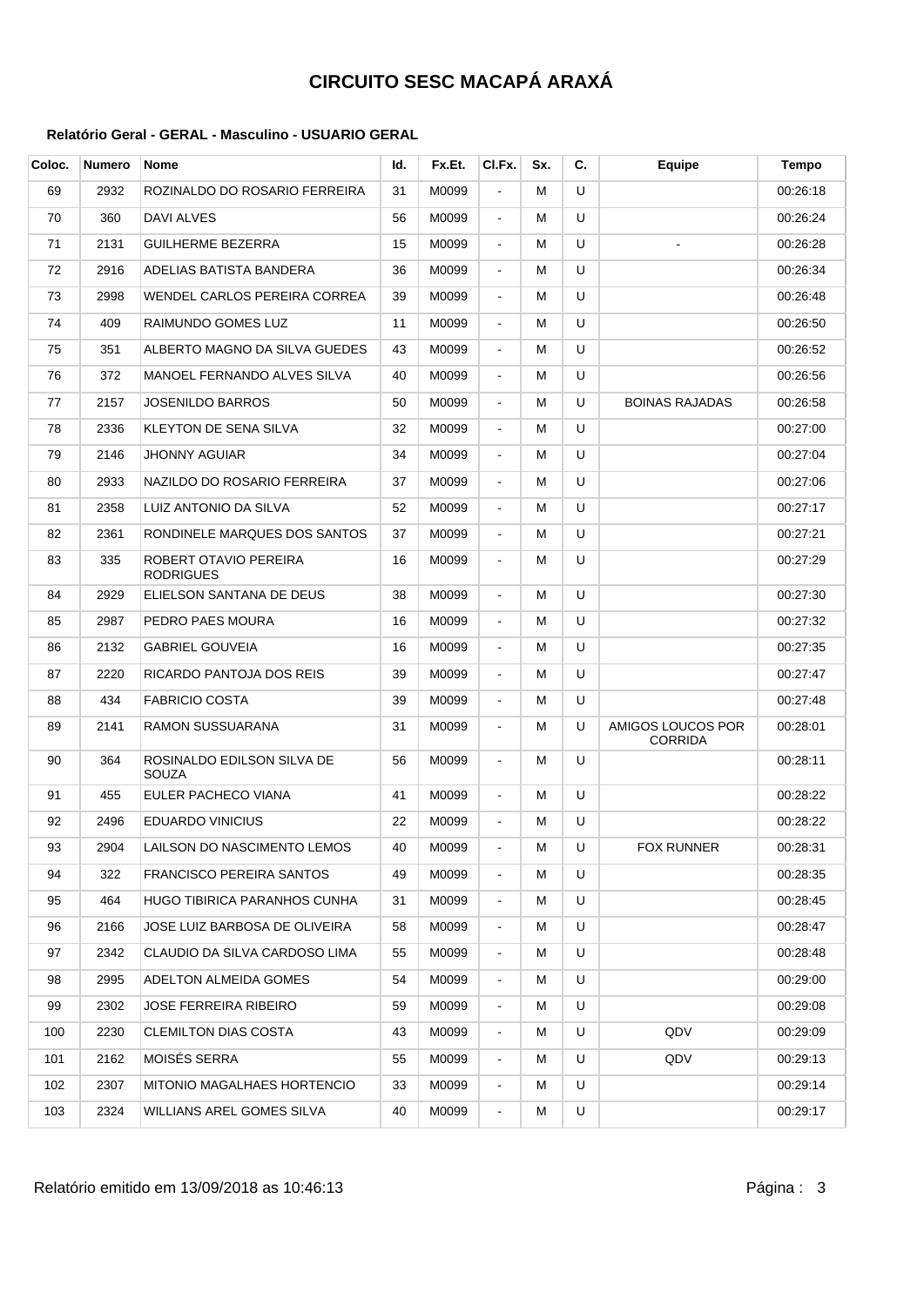# CIRCUITO SESC MACAPÁ ARAXÁ

**Relatório Geral - GERAL - Masculino - USUARIO GERAL**

| Coloc. | Numero | Nome | Id. | Fx.Et. | Cl.Fx. | Sx. | C. | Equipe | Tempo |
|---|---|---|---|---|---|---|---|---|---|
| 69 | 2932 | ROZINALDO DO ROSARIO FERREIRA | 31 | M0099 | - | M | U | | 00:26:18 |
| 70 | 360 | DAVI ALVES | 56 | M0099 | - | M | U | | 00:26:24 |
| 71 | 2131 | GUILHERME BEZERRA | 15 | M0099 | - | M | U | - | 00:26:28 |
| 72 | 2916 | ADELIAS BATISTA BANDERA | 36 | M0099 | - | M | U | | 00:26:34 |
| 73 | 2998 | WENDEL CARLOS PEREIRA CORREA | 39 | M0099 | - | M | U | | 00:26:48 |
| 74 | 409 | RAIMUNDO GOMES LUZ | 11 | M0099 | - | M | U | | 00:26:50 |
| 75 | 351 | ALBERTO MAGNO DA SILVA GUEDES | 43 | M0099 | - | M | U | | 00:26:52 |
| 76 | 372 | MANOEL FERNANDO ALVES SILVA | 40 | M0099 | - | M | U | | 00:26:56 |
| 77 | 2157 | JOSENILDO BARROS | 50 | M0099 | - | M | U | BOINAS RAJADAS | 00:26:58 |
| 78 | 2336 | KLEYTON DE SENA SILVA | 32 | M0099 | - | M | U | | 00:27:00 |
| 79 | 2146 | JHONNY AGUIAR | 34 | M0099 | - | M | U | | 00:27:04 |
| 80 | 2933 | NAZILDO DO ROSARIO FERREIRA | 37 | M0099 | - | M | U | | 00:27:06 |
| 81 | 2358 | LUIZ ANTONIO DA SILVA | 52 | M0099 | - | M | U | | 00:27:17 |
| 82 | 2361 | RONDINELE MARQUES DOS SANTOS | 37 | M0099 | - | M | U | | 00:27:21 |
| 83 | 335 | ROBERT OTAVIO PEREIRA RODRIGUES | 16 | M0099 | - | M | U | | 00:27:29 |
| 84 | 2929 | ELIELSON SANTANA DE DEUS | 38 | M0099 | - | M | U | | 00:27:30 |
| 85 | 2987 | PEDRO PAES MOURA | 16 | M0099 | - | M | U | | 00:27:32 |
| 86 | 2132 | GABRIEL GOUVEIA | 16 | M0099 | - | M | U | | 00:27:35 |
| 87 | 2220 | RICARDO PANTOJA DOS REIS | 39 | M0099 | - | M | U | | 00:27:47 |
| 88 | 434 | FABRICIO COSTA | 39 | M0099 | - | M | U | | 00:27:48 |
| 89 | 2141 | RAMON SUSSUARANA | 31 | M0099 | - | M | U | AMIGOS LOUCOS POR CORRIDA | 00:28:01 |
| 90 | 364 | ROSINALDO EDILSON SILVA DE SOUZA | 56 | M0099 | - | M | U | | 00:28:11 |
| 91 | 455 | EULER PACHECO VIANA | 41 | M0099 | - | M | U | | 00:28:22 |
| 92 | 2496 | EDUARDO VINICIUS | 22 | M0099 | - | M | U | | 00:28:22 |
| 93 | 2904 | LAILSON DO NASCIMENTO LEMOS | 40 | M0099 | - | M | U | FOX RUNNER | 00:28:31 |
| 94 | 322 | FRANCISCO PEREIRA SANTOS | 49 | M0099 | - | M | U | | 00:28:35 |
| 95 | 464 | HUGO TIBIRICA PARANHOS CUNHA | 31 | M0099 | - | M | U | | 00:28:45 |
| 96 | 2166 | JOSE LUIZ BARBOSA DE OLIVEIRA | 58 | M0099 | - | M | U | | 00:28:47 |
| 97 | 2342 | CLAUDIO DA SILVA CARDOSO LIMA | 55 | M0099 | - | M | U | | 00:28:48 |
| 98 | 2995 | ADELTON ALMEIDA GOMES | 54 | M0099 | - | M | U | | 00:29:00 |
| 99 | 2302 | JOSE FERREIRA RIBEIRO | 59 | M0099 | - | M | U | | 00:29:08 |
| 100 | 2230 | CLEMILTON DIAS COSTA | 43 | M0099 | - | M | U | QDV | 00:29:09 |
| 101 | 2162 | MOISÉS SERRA | 55 | M0099 | - | M | U | QDV | 00:29:13 |
| 102 | 2307 | MITONIO MAGALHAES HORTENCIO | 33 | M0099 | - | M | U | | 00:29:14 |
| 103 | 2324 | WILLIANS AREL GOMES SILVA | 40 | M0099 | - | M | U | | 00:29:17 |

Relatório emitido em 13/09/2018 as 10:46:13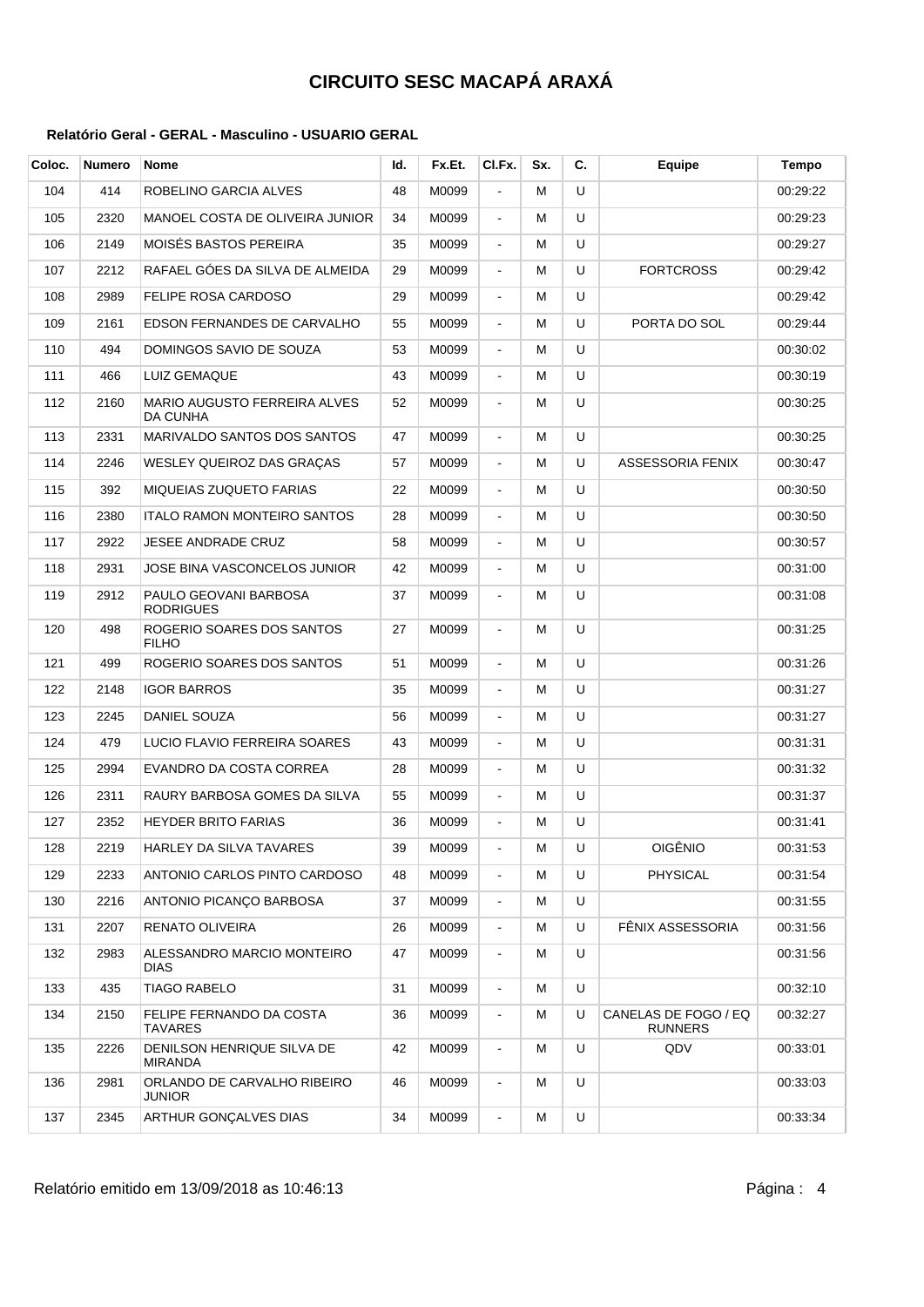# CIRCUITO SESC MACAPÁ ARAXÁ

**Relatório Geral - GERAL - Masculino - USUARIO GERAL**

| Coloc. | Numero | Nome | Id. | Fx.Et. | Cl.Fx. | Sx. | C. | Equipe | Tempo |
|---|---|---|---|---|---|---|---|---|---|
| 104 | 414 | ROBELINO GARCIA ALVES | 48 | M0099 | - | M | U | | 00:29:22 |
| 105 | 2320 | MANOEL COSTA DE OLIVEIRA JUNIOR | 34 | M0099 | - | M | U | | 00:29:23 |
| 106 | 2149 | MOISÉS BASTOS PEREIRA | 35 | M0099 | - | M | U | | 00:29:27 |
| 107 | 2212 | RAFAEL GÓES DA SILVA DE ALMEIDA | 29 | M0099 | - | M | U | FORTCROSS | 00:29:42 |
| 108 | 2989 | FELIPE ROSA CARDOSO | 29 | M0099 | - | M | U | | 00:29:42 |
| 109 | 2161 | EDSON FERNANDES DE CARVALHO | 55 | M0099 | - | M | U | PORTA DO SOL | 00:29:44 |
| 110 | 494 | DOMINGOS SAVIO DE SOUZA | 53 | M0099 | - | M | U | | 00:30:02 |
| 111 | 466 | LUIZ GEMAQUE | 43 | M0099 | - | M | U | | 00:30:19 |
| 112 | 2160 | MARIO AUGUSTO FERREIRA ALVES DA CUNHA | 52 | M0099 | - | M | U | | 00:30:25 |
| 113 | 2331 | MARIVALDO SANTOS DOS SANTOS | 47 | M0099 | - | M | U | | 00:30:25 |
| 114 | 2246 | WESLEY QUEIROZ DAS GRAÇAS | 57 | M0099 | - | M | U | ASSESSORIA FENIX | 00:30:47 |
| 115 | 392 | MIQUEIAS ZUQUETO FARIAS | 22 | M0099 | - | M | U | | 00:30:50 |
| 116 | 2380 | ITALO RAMON MONTEIRO SANTOS | 28 | M0099 | - | M | U | | 00:30:50 |
| 117 | 2922 | JESEE ANDRADE CRUZ | 58 | M0099 | - | M | U | | 00:30:57 |
| 118 | 2931 | JOSE BINA VASCONCELOS JUNIOR | 42 | M0099 | - | M | U | | 00:31:00 |
| 119 | 2912 | PAULO GEOVANI BARBOSA RODRIGUES | 37 | M0099 | - | M | U | | 00:31:08 |
| 120 | 498 | ROGERIO SOARES DOS SANTOS FILHO | 27 | M0099 | - | M | U | | 00:31:25 |
| 121 | 499 | ROGERIO SOARES DOS SANTOS | 51 | M0099 | - | M | U | | 00:31:26 |
| 122 | 2148 | IGOR BARROS | 35 | M0099 | - | M | U | | 00:31:27 |
| 123 | 2245 | DANIEL SOUZA | 56 | M0099 | - | M | U | | 00:31:27 |
| 124 | 479 | LUCIO FLAVIO FERREIRA SOARES | 43 | M0099 | - | M | U | | 00:31:31 |
| 125 | 2994 | EVANDRO DA COSTA CORREA | 28 | M0099 | - | M | U | | 00:31:32 |
| 126 | 2311 | RAURY BARBOSA GOMES DA SILVA | 55 | M0099 | - | M | U | | 00:31:37 |
| 127 | 2352 | HEYDER BRITO FARIAS | 36 | M0099 | - | M | U | | 00:31:41 |
| 128 | 2219 | HARLEY DA SILVA TAVARES | 39 | M0099 | - | M | U | OIGÊNIO | 00:31:53 |
| 129 | 2233 | ANTONIO CARLOS PINTO CARDOSO | 48 | M0099 | - | M | U | PHYSICAL | 00:31:54 |
| 130 | 2216 | ANTONIO PICANÇO BARBOSA | 37 | M0099 | - | M | U | | 00:31:55 |
| 131 | 2207 | RENATO OLIVEIRA | 26 | M0099 | - | M | U | FÊNIX ASSESSORIA | 00:31:56 |
| 132 | 2983 | ALESSANDRO MARCIO MONTEIRO DIAS | 47 | M0099 | - | M | U | | 00:31:56 |
| 133 | 435 | TIAGO RABELO | 31 | M0099 | - | M | U | | 00:32:10 |
| 134 | 2150 | FELIPE FERNANDO DA COSTA TAVARES | 36 | M0099 | - | M | U | CANELAS DE FOGO / EQ RUNNERS | 00:32:27 |
| 135 | 2226 | DENILSON HENRIQUE SILVA DE MIRANDA | 42 | M0099 | - | M | U | QDV | 00:33:01 |
| 136 | 2981 | ORLANDO DE CARVALHO RIBEIRO JUNIOR | 46 | M0099 | - | M | U | | 00:33:03 |
| 137 | 2345 | ARTHUR GONÇALVES DIAS | 34 | M0099 | - | M | U | | 00:33:34 |

Relatório emitido em 13/09/2018 as 10:46:13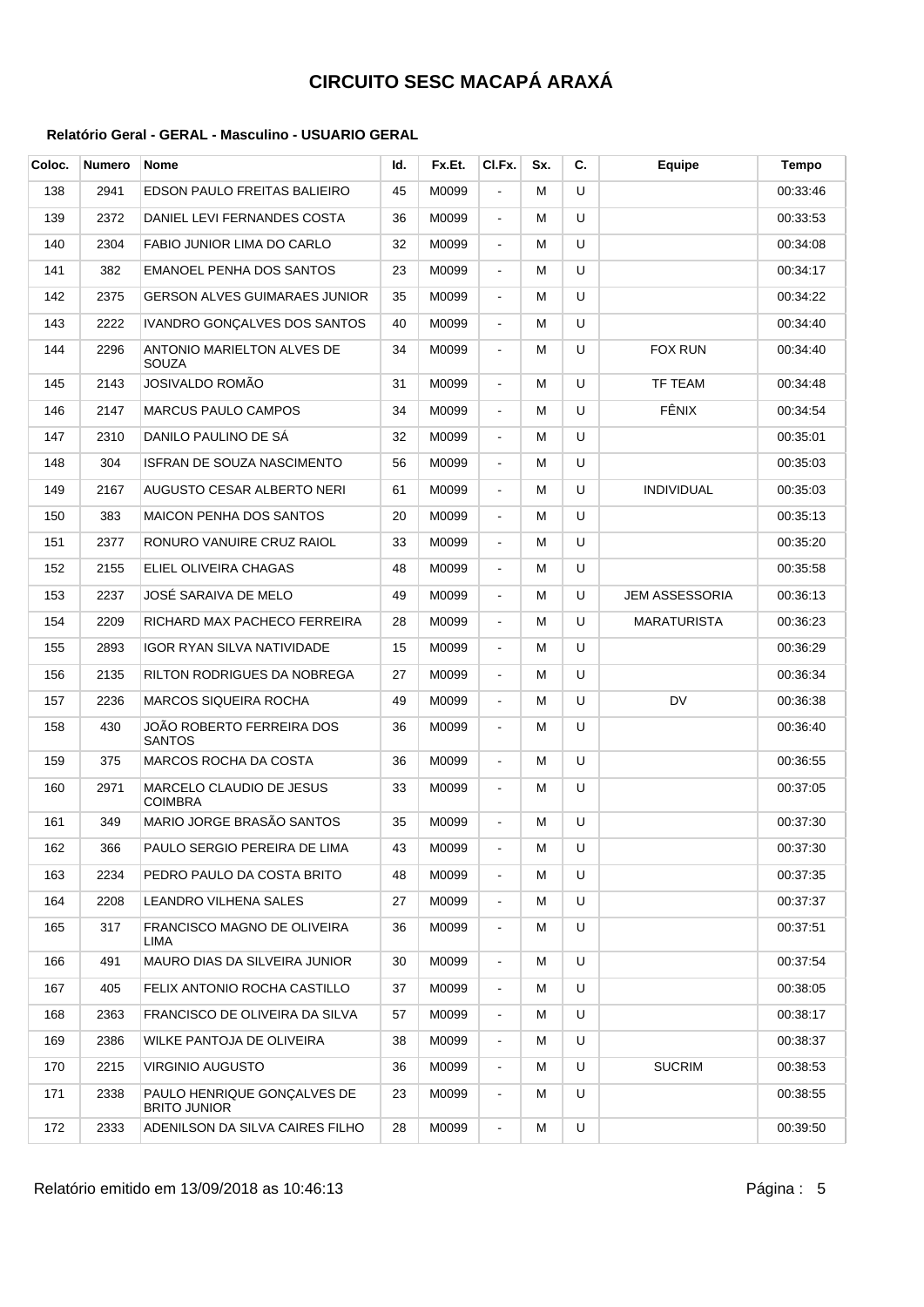# CIRCUITO SESC MACAPÁ ARAXÁ

**Relatório Geral - GERAL - Masculino - USUARIO GERAL**

| Coloc. | Numero | Nome | Id. | Fx.Et. | Cl.Fx. | Sx. | C. | Equipe | Tempo |
|---|---|---|---|---|---|---|---|---|---|
| 138 | 2941 | EDSON PAULO FREITAS BALIEIRO | 45 | M0099 | - | M | U | | 00:33:46 |
| 139 | 2372 | DANIEL LEVI FERNANDES COSTA | 36 | M0099 | - | M | U | | 00:33:53 |
| 140 | 2304 | FABIO JUNIOR LIMA DO CARLO | 32 | M0099 | - | M | U | | 00:34:08 |
| 141 | 382 | EMANOEL PENHA DOS SANTOS | 23 | M0099 | - | M | U | | 00:34:17 |
| 142 | 2375 | GERSON ALVES GUIMARAES JUNIOR | 35 | M0099 | - | M | U | | 00:34:22 |
| 143 | 2222 | IVANDRO GONÇALVES DOS SANTOS | 40 | M0099 | - | M | U | | 00:34:40 |
| 144 | 2296 | ANTONIO MARIELTON ALVES DE SOUZA | 34 | M0099 | - | M | U | FOX RUN | 00:34:40 |
| 145 | 2143 | JOSIVALDO ROMÃO | 31 | M0099 | - | M | U | TF TEAM | 00:34:48 |
| 146 | 2147 | MARCUS PAULO CAMPOS | 34 | M0099 | - | M | U | FÊNIX | 00:34:54 |
| 147 | 2310 | DANILO PAULINO DE SÁ | 32 | M0099 | - | M | U | | 00:35:01 |
| 148 | 304 | ISFRAN DE SOUZA NASCIMENTO | 56 | M0099 | - | M | U | | 00:35:03 |
| 149 | 2167 | AUGUSTO CESAR ALBERTO NERI | 61 | M0099 | - | M | U | INDIVIDUAL | 00:35:03 |
| 150 | 383 | MAICON PENHA DOS SANTOS | 20 | M0099 | - | M | U | | 00:35:13 |
| 151 | 2377 | RONURO VANUIRE CRUZ RAIOL | 33 | M0099 | - | M | U | | 00:35:20 |
| 152 | 2155 | ELIEL OLIVEIRA CHAGAS | 48 | M0099 | - | M | U | | 00:35:58 |
| 153 | 2237 | JOSÉ SARAIVA DE MELO | 49 | M0099 | - | M | U | JEM ASSESSORIA | 00:36:13 |
| 154 | 2209 | RICHARD MAX PACHECO FERREIRA | 28 | M0099 | - | M | U | MARATURISTA | 00:36:23 |
| 155 | 2893 | IGOR RYAN SILVA NATIVIDADE | 15 | M0099 | - | M | U | | 00:36:29 |
| 156 | 2135 | RILTON RODRIGUES DA NOBREGA | 27 | M0099 | - | M | U | | 00:36:34 |
| 157 | 2236 | MARCOS SIQUEIRA ROCHA | 49 | M0099 | - | M | U | DV | 00:36:38 |
| 158 | 430 | JOÃO ROBERTO FERREIRA DOS SANTOS | 36 | M0099 | - | M | U | | 00:36:40 |
| 159 | 375 | MARCOS ROCHA DA COSTA | 36 | M0099 | - | M | U | | 00:36:55 |
| 160 | 2971 | MARCELO CLAUDIO DE JESUS COIMBRA | 33 | M0099 | - | M | U | | 00:37:05 |
| 161 | 349 | MARIO JORGE BRASÃO SANTOS | 35 | M0099 | - | M | U | | 00:37:30 |
| 162 | 366 | PAULO SERGIO PEREIRA DE LIMA | 43 | M0099 | - | M | U | | 00:37:30 |
| 163 | 2234 | PEDRO PAULO DA COSTA BRITO | 48 | M0099 | - | M | U | | 00:37:35 |
| 164 | 2208 | LEANDRO VILHENA SALES | 27 | M0099 | - | M | U | | 00:37:37 |
| 165 | 317 | FRANCISCO MAGNO DE OLIVEIRA LIMA | 36 | M0099 | - | M | U | | 00:37:51 |
| 166 | 491 | MAURO DIAS DA SILVEIRA JUNIOR | 30 | M0099 | - | M | U | | 00:37:54 |
| 167 | 405 | FELIX ANTONIO ROCHA CASTILLO | 37 | M0099 | - | M | U | | 00:38:05 |
| 168 | 2363 | FRANCISCO DE OLIVEIRA DA SILVA | 57 | M0099 | - | M | U | | 00:38:17 |
| 169 | 2386 | WILKE PANTOJA DE OLIVEIRA | 38 | M0099 | - | M | U | | 00:38:37 |
| 170 | 2215 | VIRGINIO AUGUSTO | 36 | M0099 | - | M | U | SUCRIM | 00:38:53 |
| 171 | 2338 | PAULO HENRIQUE GONÇALVES DE BRITO JUNIOR | 23 | M0099 | - | M | U | | 00:38:55 |
| 172 | 2333 | ADENILSON DA SILVA CAIRES FILHO | 28 | M0099 | - | M | U | | 00:39:50 |

Relatório emitido em 13/09/2018 as 10:46:13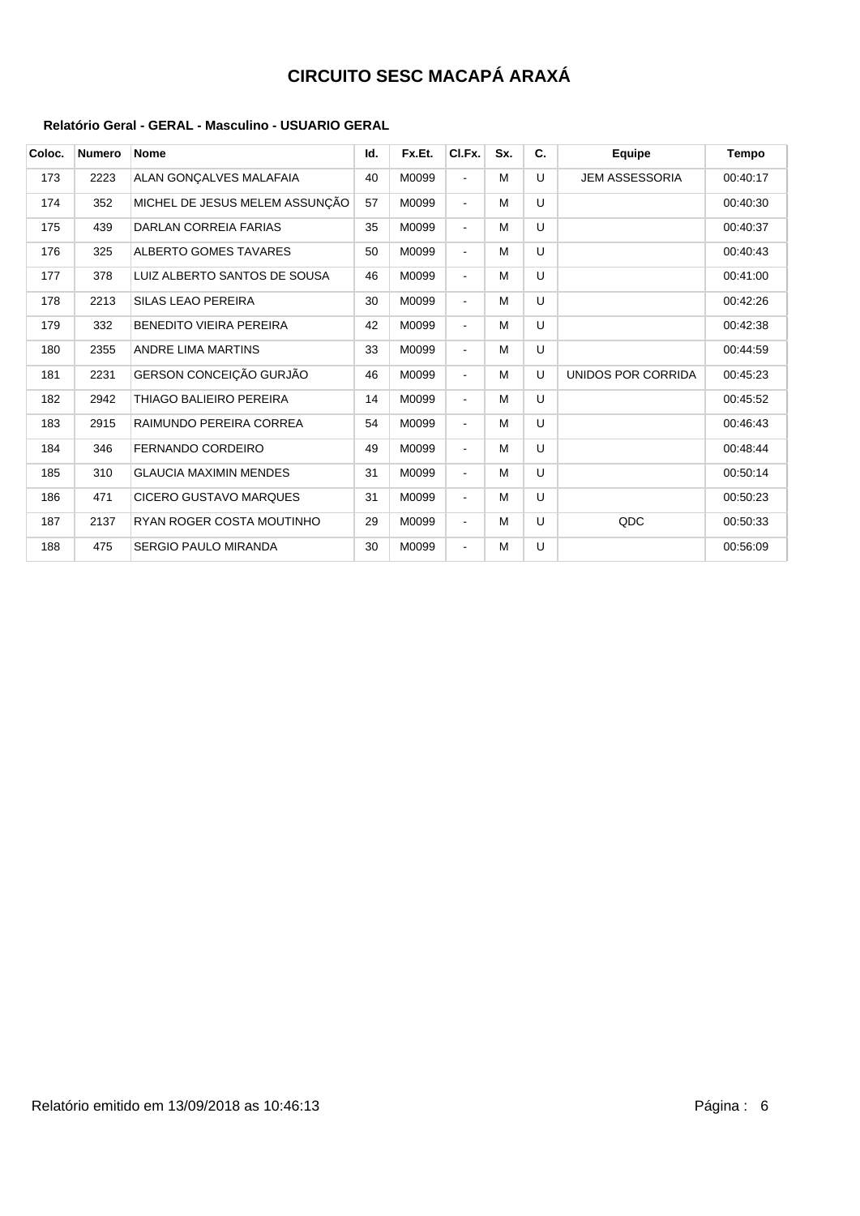# CIRCUITO SESC MACAPÁ ARAXÁ

**Relatório Geral - GERAL - Masculino - USUARIO GERAL**

| Coloc. | Numero | Nome | Id. | Fx.Et. | Cl.Fx. | Sx. | C. | Equipe | Tempo |
|---|---|---|---|---|---|---|---|---|---|
| 173 | 2223 | ALAN GONÇALVES MALAFAIA | 40 | M0099 | - | M | U | JEM ASSESSORIA | 00:40:17 |
| 174 | 352 | MICHEL DE JESUS MELEM ASSUNÇÃO | 57 | M0099 | - | M | U | | 00:40:30 |
| 175 | 439 | DARLAN CORREIA FARIAS | 35 | M0099 | - | M | U | | 00:40:37 |
| 176 | 325 | ALBERTO GOMES TAVARES | 50 | M0099 | - | M | U | | 00:40:43 |
| 177 | 378 | LUIZ ALBERTO SANTOS DE SOUSA | 46 | M0099 | - | M | U | | 00:41:00 |
| 178 | 2213 | SILAS LEAO PEREIRA | 30 | M0099 | - | M | U | | 00:42:26 |
| 179 | 332 | BENEDITO VIEIRA PEREIRA | 42 | M0099 | - | M | U | | 00:42:38 |
| 180 | 2355 | ANDRE LIMA MARTINS | 33 | M0099 | - | M | U | | 00:44:59 |
| 181 | 2231 | GERSON CONCEIÇÃO GURJÃO | 46 | M0099 | - | M | U | UNIDOS POR CORRIDA | 00:45:23 |
| 182 | 2942 | THIAGO BALIEIRO PEREIRA | 14 | M0099 | - | M | U | | 00:45:52 |
| 183 | 2915 | RAIMUNDO PEREIRA CORREA | 54 | M0099 | - | M | U | | 00:46:43 |
| 184 | 346 | FERNANDO CORDEIRO | 49 | M0099 | - | M | U | | 00:48:44 |
| 185 | 310 | GLAUCIA MAXIMIN MENDES | 31 | M0099 | - | M | U | | 00:50:14 |
| 186 | 471 | CICERO GUSTAVO MARQUES | 31 | M0099 | - | M | U | | 00:50:23 |
| 187 | 2137 | RYAN ROGER COSTA MOUTINHO | 29 | M0099 | - | M | U | QDC | 00:50:33 |
| 188 | 475 | SERGIO PAULO MIRANDA | 30 | M0099 | - | M | U | | 00:56:09 |

Relatório emitido em 13/09/2018 as 10:46:13